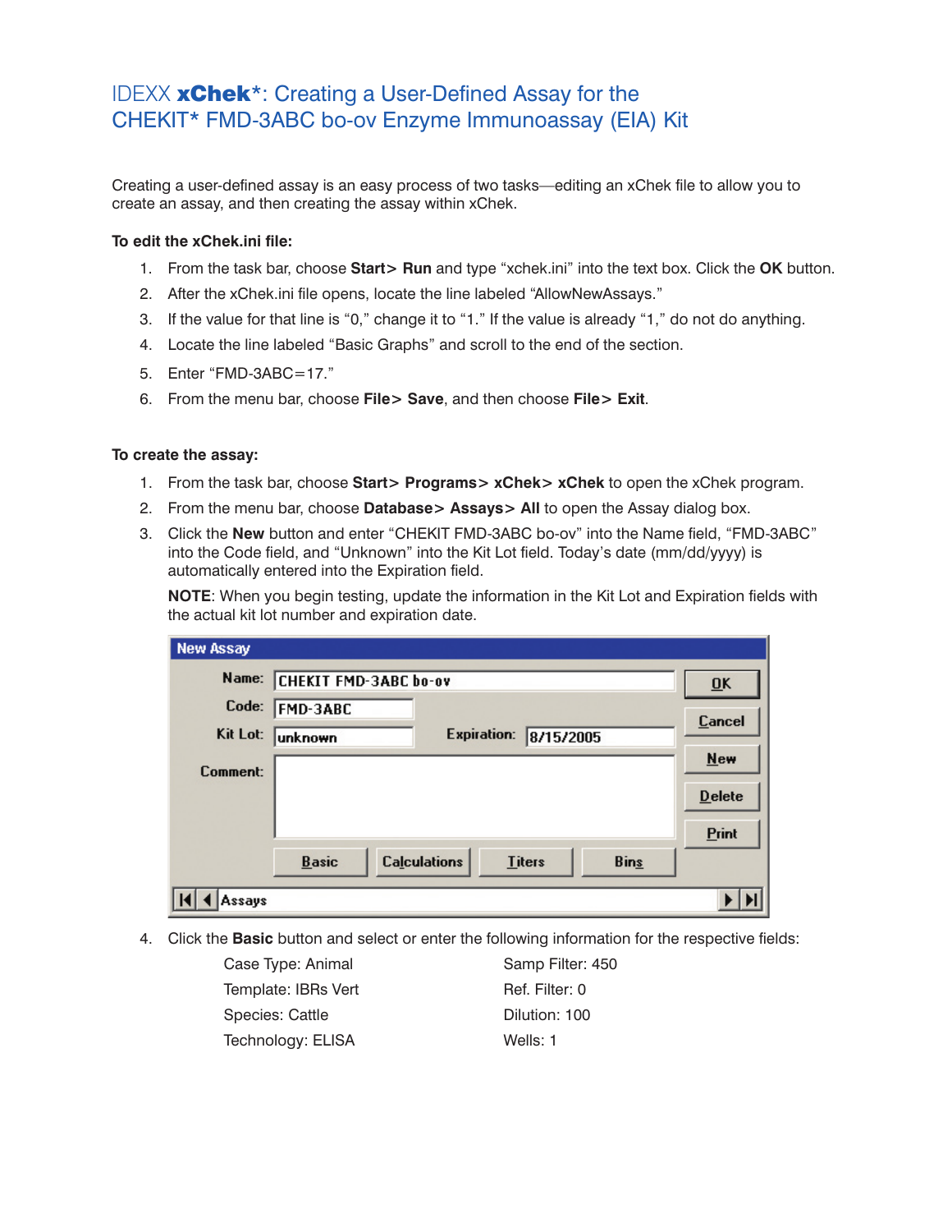# IDEXX **xChek***: Creating a User-Defined Assay for the CHEKIT* FMD-3ABC bo-ov Enzyme Immunoassay (EIA) Kit

Creating a user-defined assay is an easy process of two tasks—editing an xChek file to allow you to create an assay, and then creating the assay within xChek.

**To edit the xChek.ini file:**

1. From the task bar, choose **Start> Run** and type “xchek.ini” into the text box. Click the **OK** button.
2. After the xChek.ini file opens, locate the line labeled “AllowNewAssays.”
3. If the value for that line is “0,” change it to “1.” If the value is already “1,” do not do anything.
4. Locate the line labeled “Basic Graphs” and scroll to the end of the section.
5. Enter “FMD-3ABC=17.”
6. From the menu bar, choose **File> Save**, and then choose **File> Exit**.

**To create the assay:**

1. From the task bar, choose **Start> Programs> xChek> xChek** to open the xChek program.
2. From the menu bar, choose **Database> Assays> All** to open the Assay dialog box.
3. Click the **New** button and enter “CHEKIT FMD-3ABC bo-ov” into the Name field, “FMD-3ABC” into the Code field, and “Unknown” into the Kit Lot field. Today’s date (mm/dd/yyyy) is automatically entered into the Expiration field.

   **NOTE**: When you begin testing, update the information in the Kit Lot and Expiration fields with the actual kit lot number and expiration date.

   New Assay

   Name: CHEKIT FMD-3ABC bo-ov
   Code: FMD-3ABC
   Kit Lot: unknown     Expiration: 8/15/2005
   Comment:

   OK | Cancel | New | Delete | Print
   Basic | Calculations | Titers | Bins
   Assays

4. Click the **Basic** button and select or enter the following information for the respective fields:

   Case Type: Animal
   Template: IBRs Vert
   Species: Cattle
   Technology: ELISA
   Samp Filter: 450
   Ref. Filter: 0
   Dilution: 100
   Wells: 1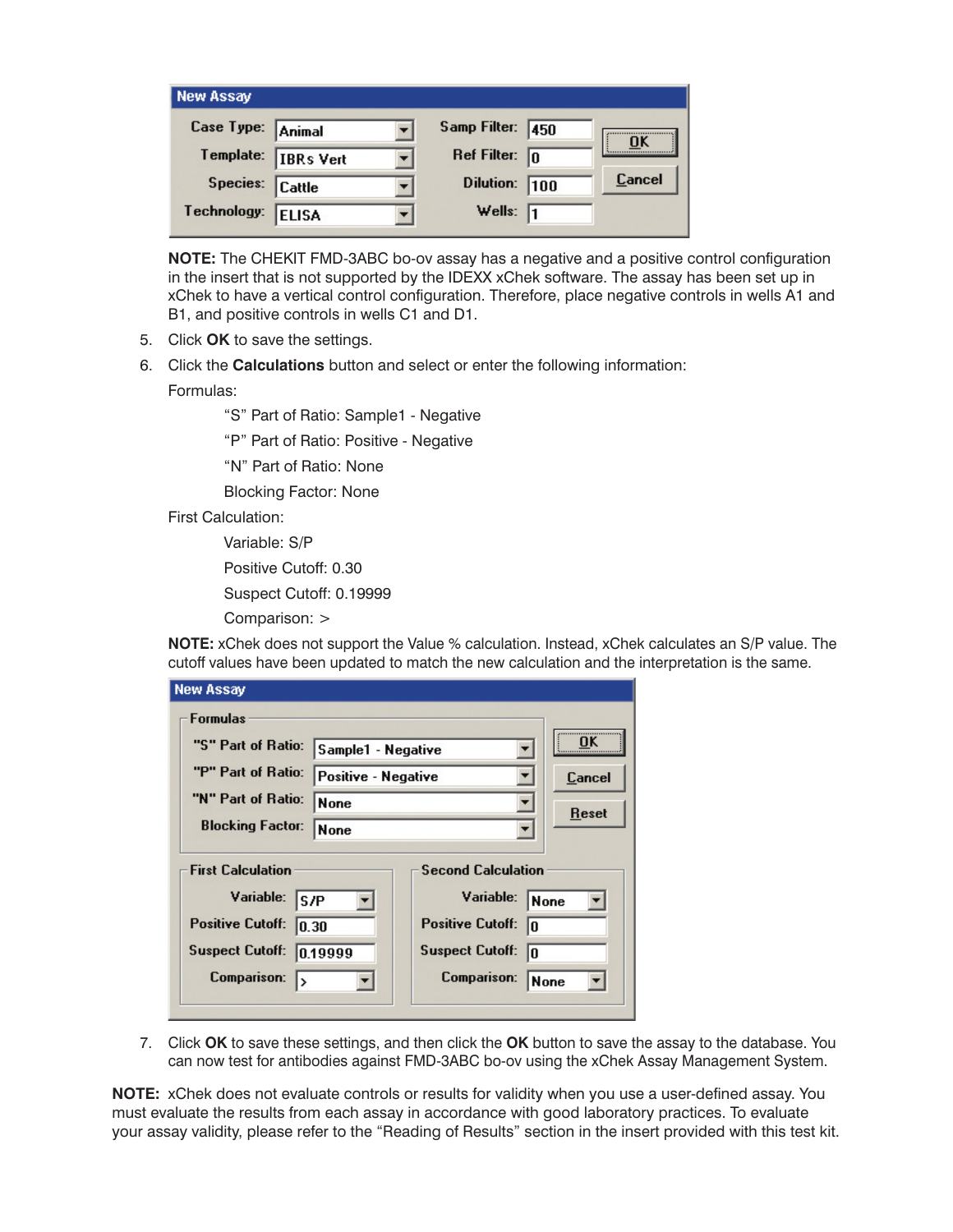**New Assay**

| Case Type: | Animal | Samp Filter: | 450 |
|---|---|---|---|
| Template: | IBRs Vert | Ref Filter: | 0 |
| Species: | Cattle | Dilution: | 100 |
| Technology: | ELISA | Wells: | 1 |

OK | Cancel

**NOTE:** The CHEKIT FMD-3ABC bo-ov assay has a negative and a positive control configuration in the insert that is not supported by the IDEXX xChek software. The assay has been set up in xChek to have a vertical control configuration. Therefore, place negative controls in wells A1 and B1, and positive controls in wells C1 and D1.

5. Click **OK** to save the settings.
6. Click the **Calculations** button and select or enter the following information:

   Formulas:

   "S" Part of Ratio: Sample1 - Negative

   "P" Part of Ratio: Positive - Negative

   "N" Part of Ratio: None

   Blocking Factor: None

   First Calculation:

   Variable: S/P

   Positive Cutoff: 0.30

   Suspect Cutoff: 0.19999

   Comparison: >

   **NOTE:** xChek does not support the Value % calculation. Instead, xChek calculates an S/P value. The cutoff values have been updated to match the new calculation and the interpretation is the same.

**New Assay**

Formulas

| | |
|---|---|
| "S" Part of Ratio: | Sample1 - Negative |
| "P" Part of Ratio: | Positive - Negative |
| "N" Part of Ratio: | None |
| Blocking Factor: | None |

OK | Cancel | Reset

| First Calculation | | Second Calculation | |
|---|---|---|---|
| Variable: | S/P | Variable: | None |
| Positive Cutoff: | 0.30 | Positive Cutoff: | 0 |
| Suspect Cutoff: | 0.19999 | Suspect Cutoff: | 0 |
| Comparison: | > | Comparison: | None |

7. Click **OK** to save these settings, and then click the **OK** button to save the assay to the database. You can now test for antibodies against FMD-3ABC bo-ov using the xChek Assay Management System.

**NOTE:** xChek does not evaluate controls or results for validity when you use a user-defined assay. You must evaluate the results from each assay in accordance with good laboratory practices. To evaluate your assay validity, please refer to the "Reading of Results" section in the insert provided with this test kit.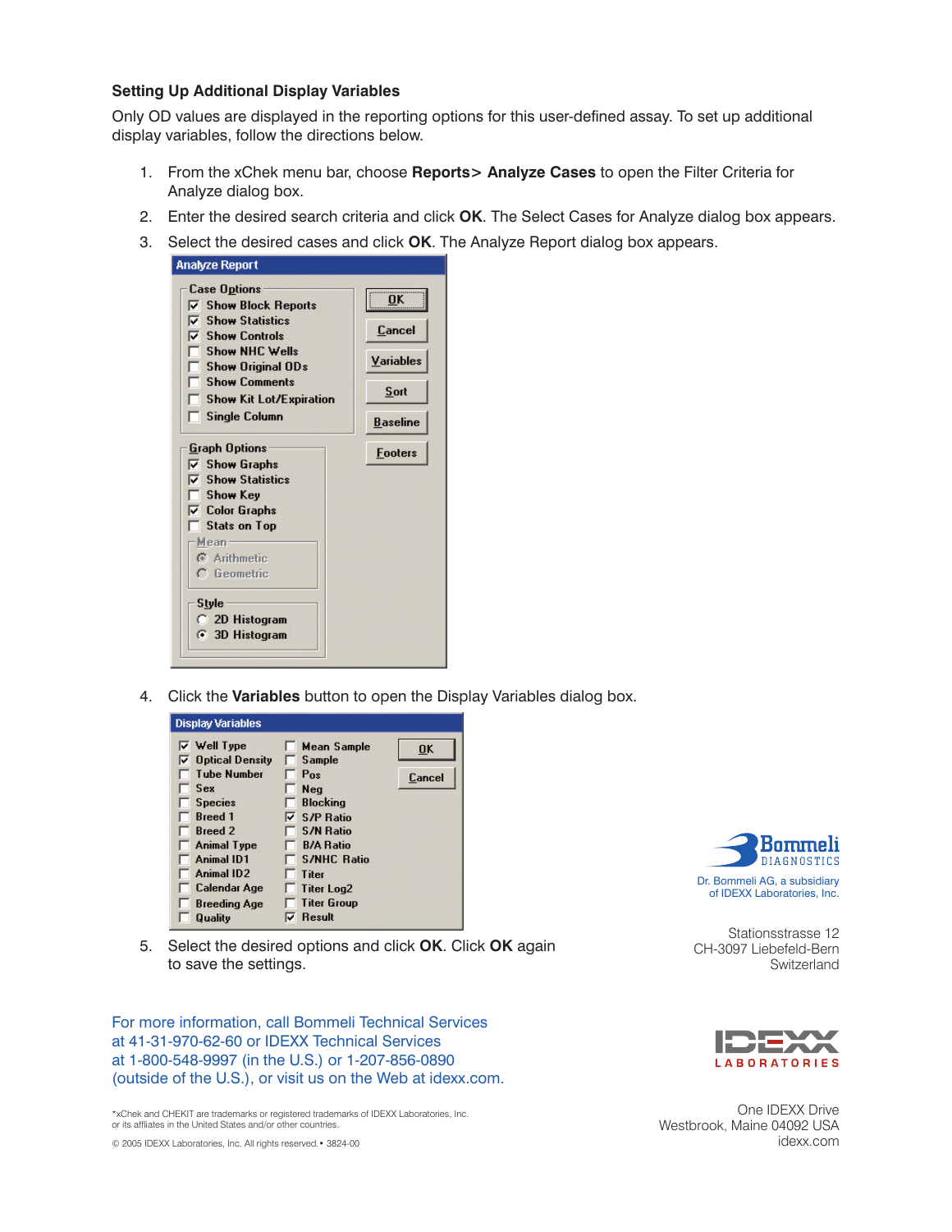### Setting Up Additional Display Variables

Only OD values are displayed in the reporting options for this user-defined assay. To set up additional display variables, follow the directions below.

1. From the xChek menu bar, choose **Reports> Analyze Cases** to open the Filter Criteria for Analyze dialog box.
2. Enter the desired search criteria and click **OK**. The Select Cases for Analyze dialog box appears.
3. Select the desired cases and click **OK**. The Analyze Report dialog box appears.

Analyze Report

Case Options
- [x] Show Block Reports
- [x] Show Statistics
- [x] Show Controls
- [ ] Show NHC Wells
- [ ] Show Original ODs
- [ ] Show Comments
- [ ] Show Kit Lot/Expiration
- [ ] Single Column

Graph Options
- [x] Show Graphs
- [x] Show Statistics
- [ ] Show Key
- [x] Color Graphs
- [ ] Stats on Top

Mean
- (•) Arithmetic
- ( ) Geometric

Style
- ( ) 2D Histogram
- (•) 3D Histogram

OK | Cancel | Variables | Sort | Baseline | Footers

4. Click the **Variables** button to open the Display Variables dialog box.

Display Variables

- [x] Well Type
- [x] Optical Density
- [ ] Tube Number
- [ ] Sex
- [ ] Species
- [ ] Breed 1
- [ ] Breed 2
- [ ] Animal Type
- [ ] Animal ID1
- [ ] Animal ID2
- [ ] Calendar Age
- [ ] Breeding Age
- [ ] Quality
- [ ] Mean Sample
- [ ] Sample
- [ ] Pos
- [ ] Neg
- [ ] Blocking
- [x] S/P Ratio
- [ ] S/N Ratio
- [ ] B/A Ratio
- [ ] S/NHC Ratio
- [ ] Titer
- [ ] Titer Log2
- [ ] Titer Group
- [x] Result

OK | Cancel

5. Select the desired options and click **OK**. Click **OK** again to save the settings.

Bommeli DIAGNOSTICS

Dr. Bommeli AG, a subsidiary of IDEXX Laboratories, Inc.

Stationsstrasse 12
CH-3097 Liebefeld-Bern
Switzerland

For more information, call Bommeli Technical Services at 41-31-970-62-60 or IDEXX Technical Services at 1-800-548-9997 (in the U.S.) or 1-207-856-0890 (outside of the U.S.), or visit us on the Web at idexx.com.

IDEXX LABORATORIES

One IDEXX Drive
Westbrook, Maine 04092 USA
idexx.com

*xChek and CHEKIT are trademarks or registered trademarks of IDEXX Laboratories, Inc. or its affiliates in the United States and/or other countries.

© 2005 IDEXX Laboratories, Inc. All rights reserved. • 3824-00